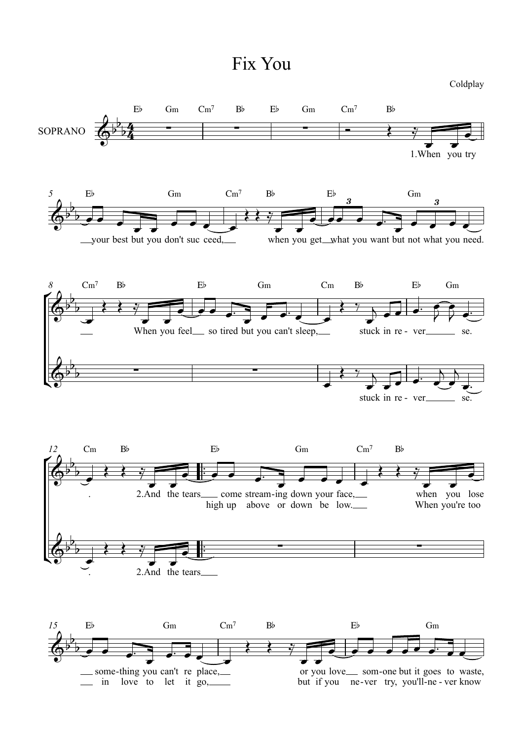# Fix You

Coldplay

SOPRANO

Eb Gm Cm7 Bb Eb Gm Cm7 Bb

1.When you try

Eb Gm Cm7 Bb Eb Gm

your best but you don't suc ceed, when you get what you want but not what you need.

Cm7 Bb Eb Gm Cm Bb Eb Gm

When you feel so tired but you can't sleep, stuck in re - ver se.

stuck in re - ver se.

Cm Bb Eb Gm Cm7 Bb

. 2.And the tears come stream-ing down your face, when you lose

high up above or down be low. When you're too

. 2.And the tears

Eb Gm Cm7 Bb Eb Gm

some-thing you can't re place, or you love som-one but it goes to waste,

in love to let it go, but if you ne-ver try, you'll-ne-ver know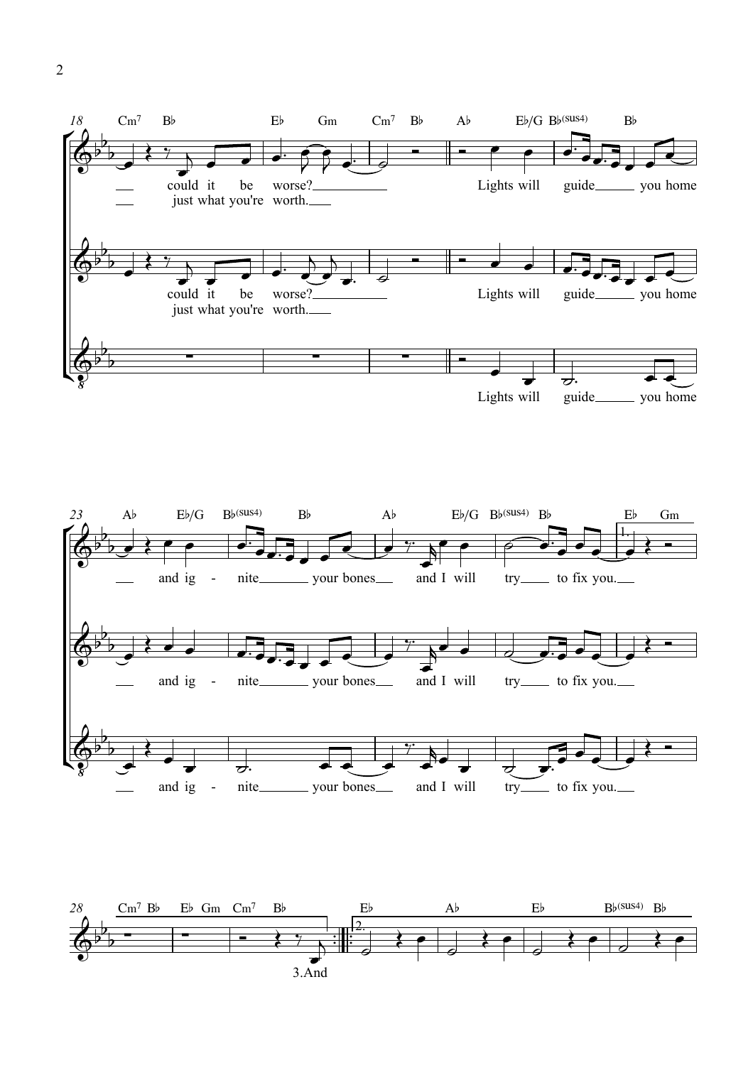18 Cm7 B♭ E♭ Gm Cm7 B♭ A♭ E♭/G B♭(sus4) B♭

could it be worse? Lights will guide you home

just what you're worth.

could it be worse? Lights will guide you home

just what you're worth.

Lights will guide you home

23 A♭ E♭/G B♭(sus4) B♭ A♭ E♭/G B♭(sus4) B♭ E♭ Gm

and ig - nite your bones and I will try to fix you.

and ig - nite your bones and I will try to fix you.

and ig - nite your bones and I will try to fix you.

28 Cm7 B♭ E♭ Gm Cm7 B♭ E♭ A♭ E♭ B♭(sus4) B♭

3.And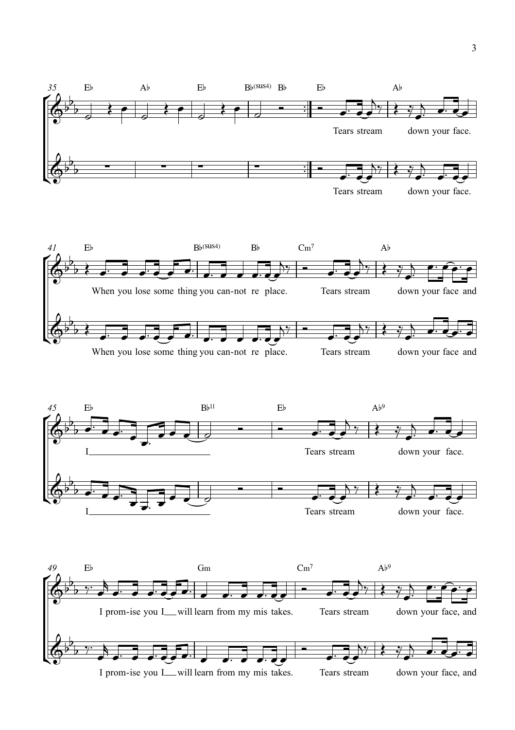35 E♭ A♭ E♭ B♭(sus4) B♭ E♭ A♭

Tears stream down your face.

Tears stream down your face.

41 E♭ B♭(sus4) B♭ Cm7 A♭

When you lose some thing you can-not re place. Tears stream down your face and

When you lose some thing you can-not re place. Tears stream down your face and

45 E♭ B♭11 E♭ A♭9

I\_\_\_\_\_\_\_\_\_\_\_\_\_\_\_\_\_\_\_\_\_\_\_\_ Tears stream down your face.

I\_\_\_\_\_\_\_\_\_\_\_\_\_\_\_\_\_\_\_\_\_\_\_\_ Tears stream down your face.

49 E♭ Gm Cm7 A♭9

I prom-ise you I\_\_ will learn from my mis takes. Tears stream down your face, and

I prom-ise you I\_\_ will learn from my mis takes. Tears stream down your face, and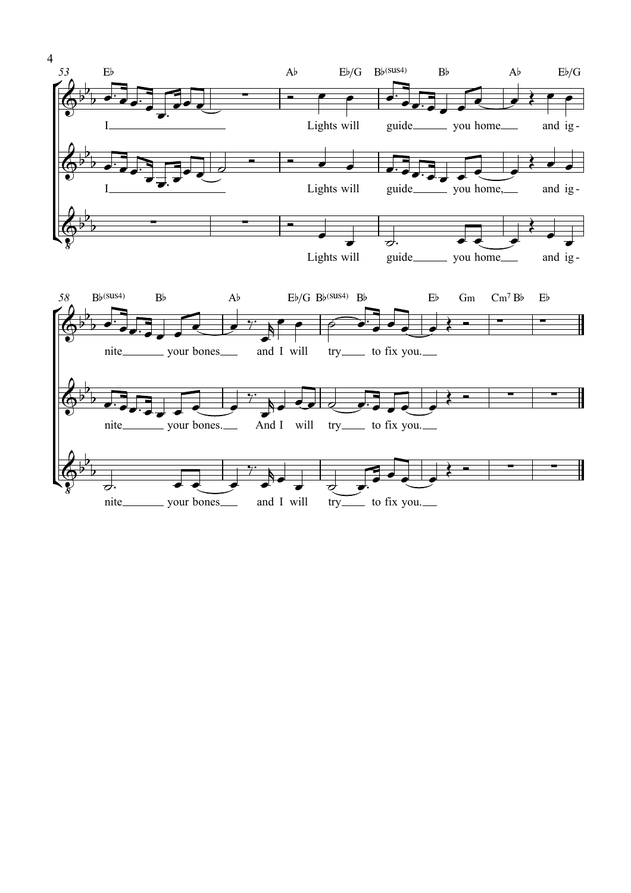53

E♭ A♭ E♭/G B♭(sus4) B♭ A♭ E♭/G

I Lights will guide you home and ig-

I Lights will guide you home, and ig-

Lights will guide you home and ig-

58

B♭(sus4) B♭ A♭ E♭/G B♭(sus4) B♭ E♭ Gm Cm7 B♭ E♭

nite your bones and I will try to fix you.

nite your bones. And I will try to fix you.

nite your bones and I will try to fix you.